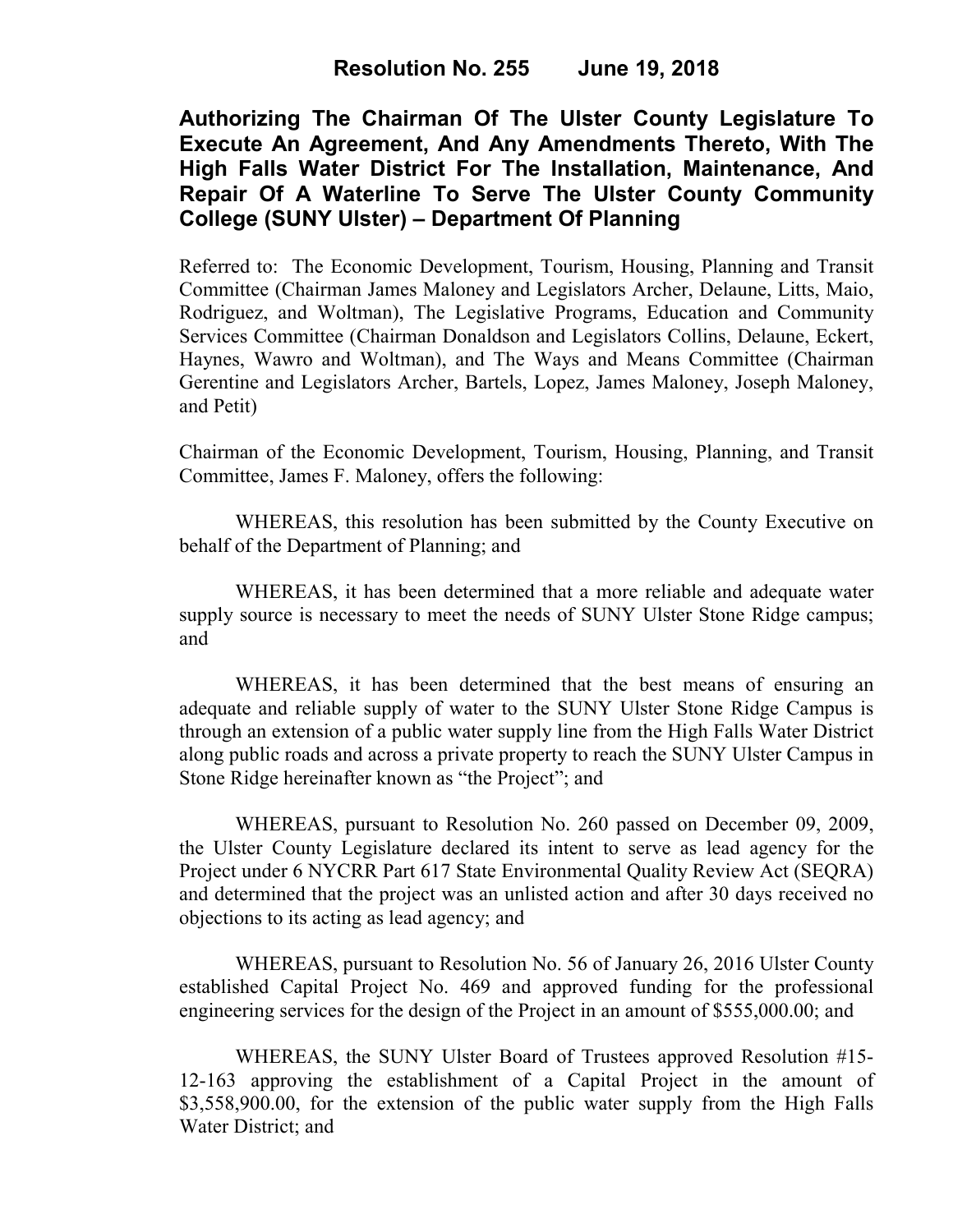# Resolution No. 255 June 19, 2018

## Authorizing The Chairman Of The Ulster County Legislature To Execute An Agreement, And Any Amendments Thereto, With The High Falls Water District For The Installation, Maintenance, And Repair Of A Waterline To Serve The Ulster County Community College (SUNY Ulster) – Department Of Planning

Referred to: The Economic Development, Tourism, Housing, Planning and Transit Committee (Chairman James Maloney and Legislators Archer, Delaune, Litts, Maio, Rodriguez, and Woltman), The Legislative Programs, Education and Community Services Committee (Chairman Donaldson and Legislators Collins, Delaune, Eckert, Haynes, Wawro and Woltman), and The Ways and Means Committee (Chairman Gerentine and Legislators Archer, Bartels, Lopez, James Maloney, Joseph Maloney, and Petit)

Chairman of the Economic Development, Tourism, Housing, Planning, and Transit Committee, James F. Maloney, offers the following:

WHEREAS, this resolution has been submitted by the County Executive on behalf of the Department of Planning; and

WHEREAS, it has been determined that a more reliable and adequate water supply source is necessary to meet the needs of SUNY Ulster Stone Ridge campus; and

WHEREAS, it has been determined that the best means of ensuring an adequate and reliable supply of water to the SUNY Ulster Stone Ridge Campus is through an extension of a public water supply line from the High Falls Water District along public roads and across a private property to reach the SUNY Ulster Campus in Stone Ridge hereinafter known as "the Project"; and

WHEREAS, pursuant to Resolution No. 260 passed on December 09, 2009, the Ulster County Legislature declared its intent to serve as lead agency for the Project under 6 NYCRR Part 617 State Environmental Quality Review Act (SEQRA) and determined that the project was an unlisted action and after 30 days received no objections to its acting as lead agency; and

WHEREAS, pursuant to Resolution No. 56 of January 26, 2016 Ulster County established Capital Project No. 469 and approved funding for the professional engineering services for the design of the Project in an amount of $555,000.00; and

WHEREAS, the SUNY Ulster Board of Trustees approved Resolution #15-12-163 approving the establishment of a Capital Project in the amount of $3,558,900.00, for the extension of the public water supply from the High Falls Water District; and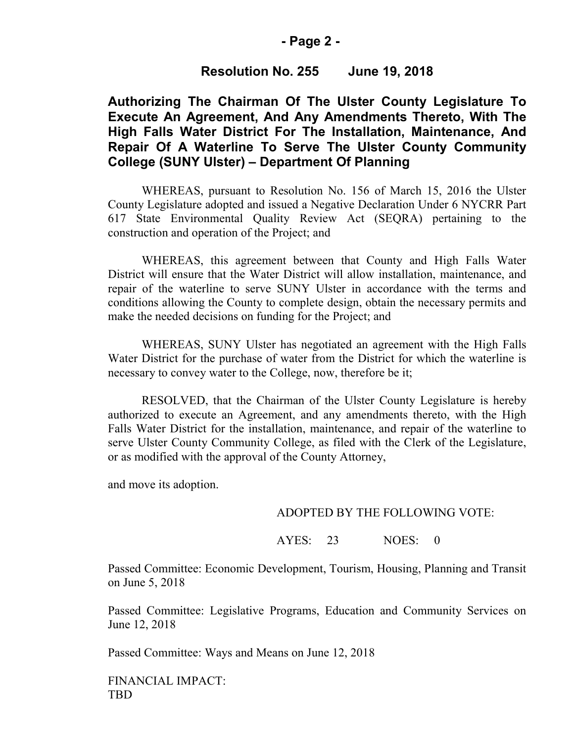## Resolution No. 255 June 19, 2018

**Authorizing The Chairman Of The Ulster County Legislature To Execute An Agreement, And Any Amendments Thereto, With The High Falls Water District For The Installation, Maintenance, And Repair Of A Waterline To Serve The Ulster County Community College (SUNY Ulster) – Department Of Planning**

WHEREAS, pursuant to Resolution No. 156 of March 15, 2016 the Ulster County Legislature adopted and issued a Negative Declaration Under 6 NYCRR Part 617 State Environmental Quality Review Act (SEQRA) pertaining to the construction and operation of the Project; and

WHEREAS, this agreement between that County and High Falls Water District will ensure that the Water District will allow installation, maintenance, and repair of the waterline to serve SUNY Ulster in accordance with the terms and conditions allowing the County to complete design, obtain the necessary permits and make the needed decisions on funding for the Project; and

WHEREAS, SUNY Ulster has negotiated an agreement with the High Falls Water District for the purchase of water from the District for which the waterline is necessary to convey water to the College, now, therefore be it;

RESOLVED, that the Chairman of the Ulster County Legislature is hereby authorized to execute an Agreement, and any amendments thereto, with the High Falls Water District for the installation, maintenance, and repair of the waterline to serve Ulster County Community College, as filed with the Clerk of the Legislature, or as modified with the approval of the County Attorney,

and move its adoption.

ADOPTED BY THE FOLLOWING VOTE:

AYES: 23 NOES: 0

Passed Committee: Economic Development, Tourism, Housing, Planning and Transit on June 5, 2018

Passed Committee: Legislative Programs, Education and Community Services on June 12, 2018

Passed Committee: Ways and Means on June 12, 2018

FINANCIAL IMPACT:
TBD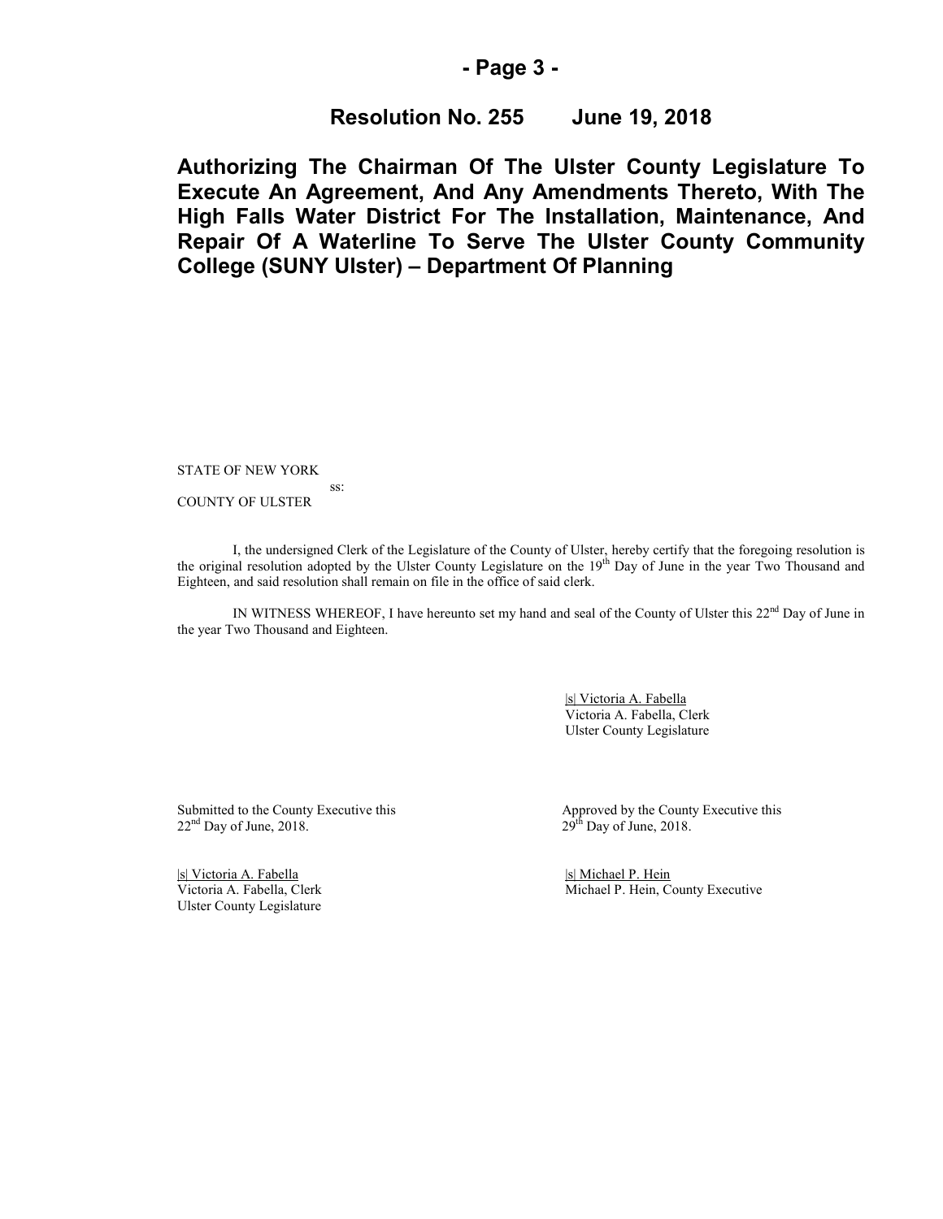# Resolution No. 255 June 19, 2018

## Authorizing The Chairman Of The Ulster County Legislature To Execute An Agreement, And Any Amendments Thereto, With The High Falls Water District For The Installation, Maintenance, And Repair Of A Waterline To Serve The Ulster County Community College (SUNY Ulster) – Department Of Planning

STATE OF NEW YORK
ss:
COUNTY OF ULSTER

I, the undersigned Clerk of the Legislature of the County of Ulster, hereby certify that the foregoing resolution is the original resolution adopted by the Ulster County Legislature on the 19th Day of June in the year Two Thousand and Eighteen, and said resolution shall remain on file in the office of said clerk.

IN WITNESS WHEREOF, I have hereunto set my hand and seal of the County of Ulster this 22nd Day of June in the year Two Thousand and Eighteen.

|s| Victoria A. Fabella
Victoria A. Fabella, Clerk
Ulster County Legislature

Submitted to the County Executive this
22nd Day of June, 2018.

|s| Victoria A. Fabella
Victoria A. Fabella, Clerk
Ulster County Legislature

Approved by the County Executive this
29th Day of June, 2018.

|s| Michael P. Hein
Michael P. Hein, County Executive